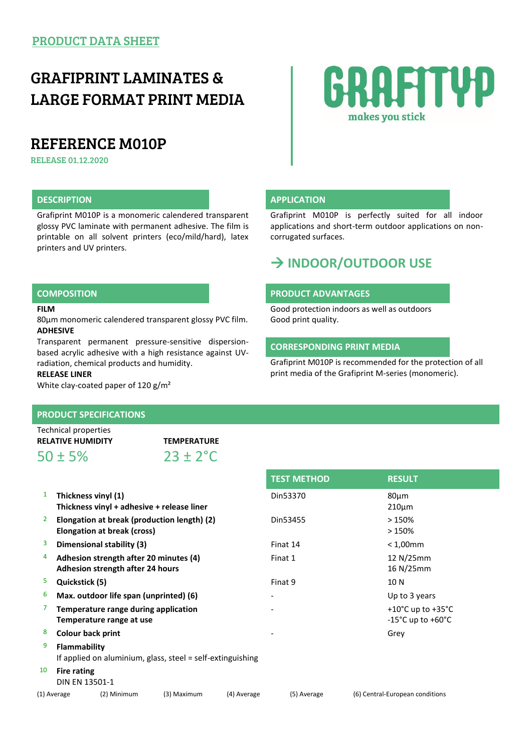PRODUCT DATA SHEET

# GRAFIPRINT LAMINATES & LARGE FORMAT PRINT MEDIA

GRAFITYP
makes you stick

## REFERENCE M010P

RELEASE 01.12.2020

### DESCRIPTION

Grafiprint M010P is a monomeric calendered transparent glossy PVC laminate with permanent adhesive. The film is printable on all solvent printers (eco/mild/hard), latex printers and UV printers.

### APPLICATION

Grafiprint M010P is perfectly suited for all indoor applications and short-term outdoor applications on non-corrugated surfaces.

## → INDOOR/OUTDOOR USE

### COMPOSITION

**FILM**
80µm monomeric calendered transparent glossy PVC film.

**ADHESIVE**
Transparent permanent pressure-sensitive dispersion-based acrylic adhesive with a high resistance against UV-radiation, chemical products and humidity.

**RELEASE LINER**
White clay-coated paper of 120 g/m²

### PRODUCT ADVANTAGES

Good protection indoors as well as outdoors
Good print quality.

### CORRESPONDING PRINT MEDIA

Grafiprint M010P is recommended for the protection of all print media of the Grafiprint M-series (monomeric).

### PRODUCT SPECIFICATIONS

Technical properties

| RELATIVE HUMIDITY | TEMPERATURE |
|---|---|
| 50 ± 5% | 23 ± 2°C |

| | | TEST METHOD | RESULT |
|---|---|---|---|
| 1 | **Thickness vinyl (1)**<br>**Thickness vinyl + adhesive + release liner** | Din53370 | 80µm<br>210µm |
| 2 | **Elongation at break (production length) (2)**<br>**Elongation at break (cross)** | Din53455 | > 150%<br>> 150% |
| 3 | **Dimensional stability (3)** | Finat 14 | < 1,00mm |
| 4 | **Adhesion strength after 20 minutes (4)**<br>**Adhesion strength after 24 hours** | Finat 1 | 12 N/25mm<br>16 N/25mm |
| 5 | **Quickstick (5)** | Finat 9 | 10 N |
| 6 | **Max. outdoor life span (unprinted) (6)** | - | Up to 3 years |
| 7 | **Temperature range during application**<br>**Temperature range at use** | - | +10°C up to +35°C<br>-15°C up to +60°C |
| 8 | **Colour back print** | - | Grey |
| 9 | **Flammability**<br>If applied on aluminium, glass, steel = self-extinguishing | | |
| 10 | **Fire rating**<br>DIN EN 13501-1 | | |

(1) Average (2) Minimum (3) Maximum (4) Average (5) Average (6) Central-European conditions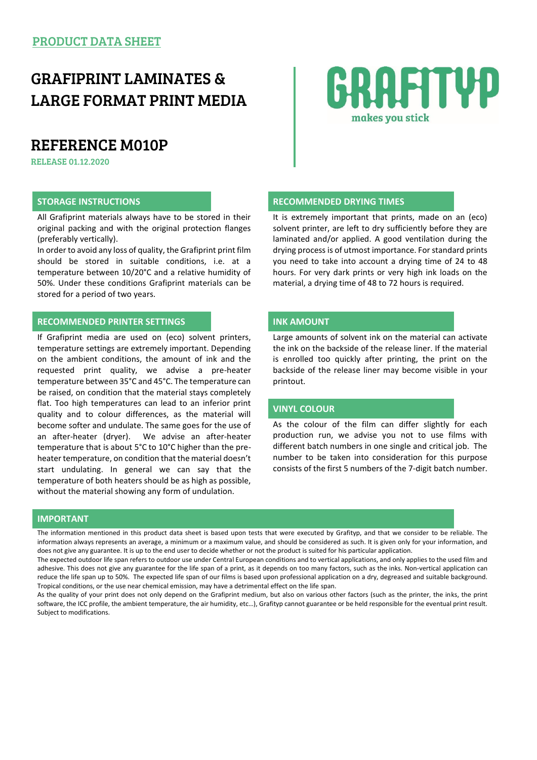PRODUCT DATA SHEET

# GRAFIPRINT LAMINATES & LARGE FORMAT PRINT MEDIA

GRAFITYP
makes you stick

# REFERENCE M010P

RELEASE 01.12.2020

## STORAGE INSTRUCTIONS

All Grafiprint materials always have to be stored in their original packing and with the original protection flanges (preferably vertically).

In order to avoid any loss of quality, the Grafiprint print film should be stored in suitable conditions, i.e. at a temperature between 10/20°C and a relative humidity of 50%. Under these conditions Grafiprint materials can be stored for a period of two years.

## RECOMMENDED PRINTER SETTINGS

If Grafiprint media are used on (eco) solvent printers, temperature settings are extremely important. Depending on the ambient conditions, the amount of ink and the requested print quality, we advise a pre-heater temperature between 35°C and 45°C. The temperature can be raised, on condition that the material stays completely flat. Too high temperatures can lead to an inferior print quality and to colour differences, as the material will become softer and undulate. The same goes for the use of an after-heater (dryer). We advise an after-heater temperature that is about 5°C to 10°C higher than the pre-heater temperature, on condition that the material doesn't start undulating. In general we can say that the temperature of both heaters should be as high as possible, without the material showing any form of undulation.

## RECOMMENDED DRYING TIMES

It is extremely important that prints, made on an (eco) solvent printer, are left to dry sufficiently before they are laminated and/or applied. A good ventilation during the drying process is of utmost importance. For standard prints you need to take into account a drying time of 24 to 48 hours. For very dark prints or very high ink loads on the material, a drying time of 48 to 72 hours is required.

## INK AMOUNT

Large amounts of solvent ink on the material can activate the ink on the backside of the release liner. If the material is enrolled too quickly after printing, the print on the backside of the release liner may become visible in your printout.

## VINYL COLOUR

As the colour of the film can differ slightly for each production run, we advise you not to use films with different batch numbers in one single and critical job. The number to be taken into consideration for this purpose consists of the first 5 numbers of the 7-digit batch number.

## IMPORTANT

The information mentioned in this product data sheet is based upon tests that were executed by Grafityp, and that we consider to be reliable. The information always represents an average, a minimum or a maximum value, and should be considered as such. It is given only for your information, and does not give any guarantee. It is up to the end user to decide whether or not the product is suited for his particular application.

The expected outdoor life span refers to outdoor use under Central European conditions and to vertical applications, and only applies to the used film and adhesive. This does not give any guarantee for the life span of a print, as it depends on too many factors, such as the inks. Non-vertical application can reduce the life span up to 50%. The expected life span of our films is based upon professional application on a dry, degreased and suitable background. Tropical conditions, or the use near chemical emission, may have a detrimental effect on the life span.

As the quality of your print does not only depend on the Grafiprint medium, but also on various other factors (such as the printer, the inks, the print software, the ICC profile, the ambient temperature, the air humidity, etc…), Grafityp cannot guarantee or be held responsible for the eventual print result. Subject to modifications.